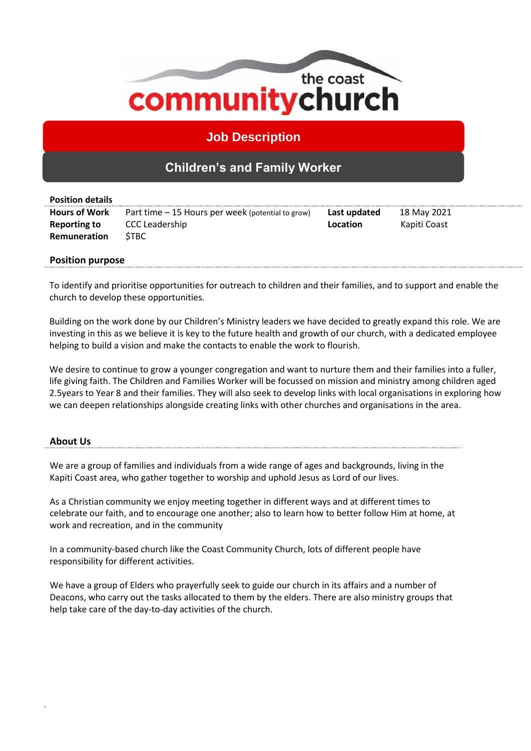the coast
# communitychurch

## Job Description

## Children's and Family Worker

**Position details**

| | | | |
|---|---|---|---|
| **Hours of Work** | Part time – 15 Hours per week (potential to grow) | **Last updated** | 18 May 2021 |
| **Reporting to** | CCC Leadership | **Location** | Kapiti Coast |
| **Remuneration** | $TBC | | |

### Position purpose

To identify and prioritise opportunities for outreach to children and their families, and to support and enable the church to develop these opportunities.

Building on the work done by our Children's Ministry leaders we have decided to greatly expand this role. We are investing in this as we believe it is key to the future health and growth of our church, with a dedicated employee helping to build a vision and make the contacts to enable the work to flourish.

We desire to continue to grow a younger congregation and want to nurture them and their families into a fuller, life giving faith. The Children and Families Worker will be focussed on mission and ministry among children aged 2.5years to Year 8 and their families. They will also seek to develop links with local organisations in exploring how we can deepen relationships alongside creating links with other churches and organisations in the area.

### About Us

We are a group of families and individuals from a wide range of ages and backgrounds, living in the Kapiti Coast area, who gather together to worship and uphold Jesus as Lord of our lives.

As a Christian community we enjoy meeting together in different ways and at different times to celebrate our faith, and to encourage one another; also to learn how to better follow Him at home, at work and recreation, and in the community

In a community-based church like the Coast Community Church, lots of different people have responsibility for different activities.

We have a group of Elders who prayerfully seek to guide our church in its affairs and a number of Deacons, who carry out the tasks allocated to them by the elders. There are also ministry groups that help take care of the day-to-day activities of the church.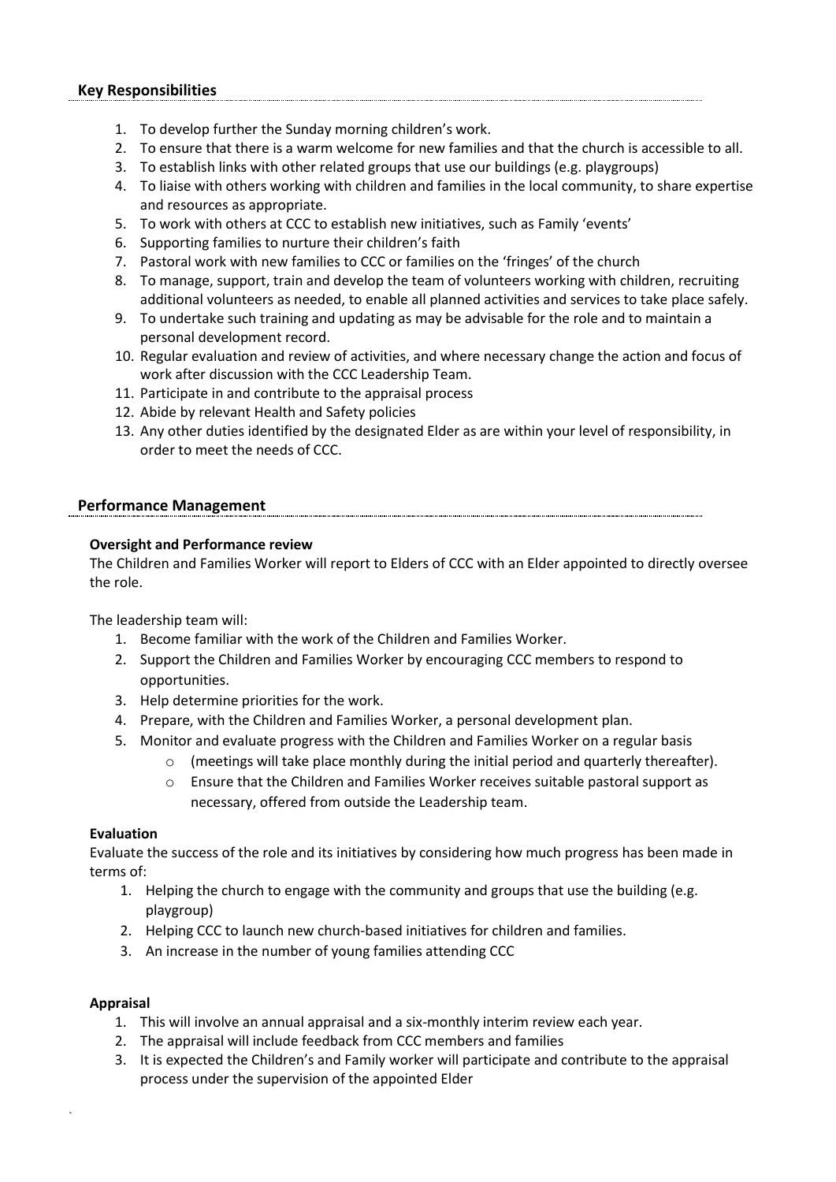## Key Responsibilities

1. To develop further the Sunday morning children's work.
2. To ensure that there is a warm welcome for new families and that the church is accessible to all.
3. To establish links with other related groups that use our buildings (e.g. playgroups)
4. To liaise with others working with children and families in the local community, to share expertise and resources as appropriate.
5. To work with others at CCC to establish new initiatives, such as Family 'events'
6. Supporting families to nurture their children's faith
7. Pastoral work with new families to CCC or families on the 'fringes' of the church
8. To manage, support, train and develop the team of volunteers working with children, recruiting additional volunteers as needed, to enable all planned activities and services to take place safely.
9. To undertake such training and updating as may be advisable for the role and to maintain a personal development record.
10. Regular evaluation and review of activities, and where necessary change the action and focus of work after discussion with the CCC Leadership Team.
11. Participate in and contribute to the appraisal process
12. Abide by relevant Health and Safety policies
13. Any other duties identified by the designated Elder as are within your level of responsibility, in order to meet the needs of CCC.

## Performance Management

### Oversight and Performance review

The Children and Families Worker will report to Elders of CCC with an Elder appointed to directly oversee the role.

The leadership team will:

1. Become familiar with the work of the Children and Families Worker.
2. Support the Children and Families Worker by encouraging CCC members to respond to opportunities.
3. Help determine priorities for the work.
4. Prepare, with the Children and Families Worker, a personal development plan.
5. Monitor and evaluate progress with the Children and Families Worker on a regular basis
   - (meetings will take place monthly during the initial period and quarterly thereafter).
   - Ensure that the Children and Families Worker receives suitable pastoral support as necessary, offered from outside the Leadership team.

### Evaluation

Evaluate the success of the role and its initiatives by considering how much progress has been made in terms of:

1. Helping the church to engage with the community and groups that use the building (e.g. playgroup)
2. Helping CCC to launch new church-based initiatives for children and families.
3. An increase in the number of young families attending CCC

### Appraisal

1. This will involve an annual appraisal and a six-monthly interim review each year.
2. The appraisal will include feedback from CCC members and families
3. It is expected the Children's and Family worker will participate and contribute to the appraisal process under the supervision of the appointed Elder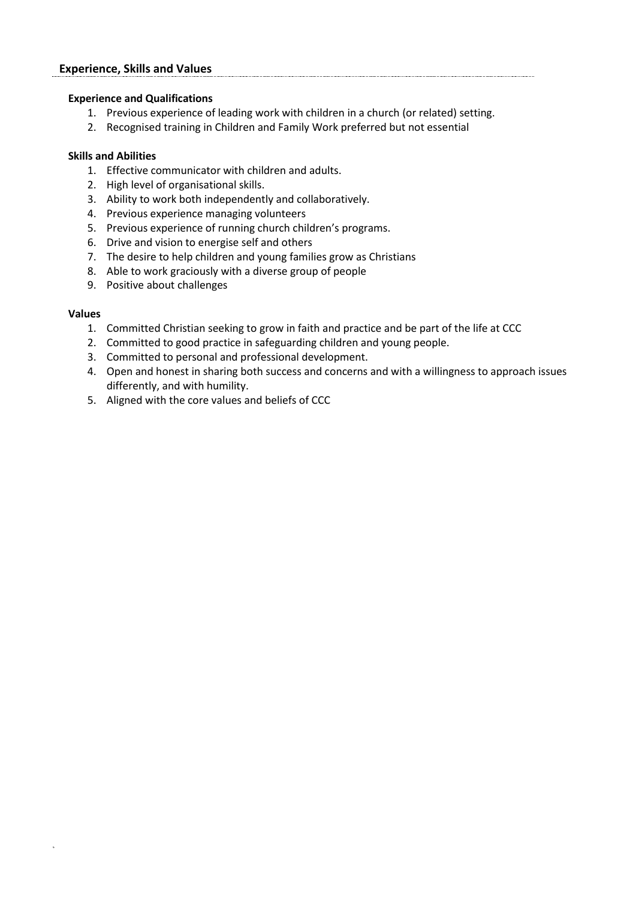## Experience, Skills and Values

**Experience and Qualifications**

1. Previous experience of leading work with children in a church (or related) setting.
2. Recognised training in Children and Family Work preferred but not essential

**Skills and Abilities**

1. Effective communicator with children and adults.
2. High level of organisational skills.
3. Ability to work both independently and collaboratively.
4. Previous experience managing volunteers
5. Previous experience of running church children's programs.
6. Drive and vision to energise self and others
7. The desire to help children and young families grow as Christians
8. Able to work graciously with a diverse group of people
9. Positive about challenges

**Values**

1. Committed Christian seeking to grow in faith and practice and be part of the life at CCC
2. Committed to good practice in safeguarding children and young people.
3. Committed to personal and professional development.
4. Open and honest in sharing both success and concerns and with a willingness to approach issues differently, and with humility.
5. Aligned with the core values and beliefs of CCC